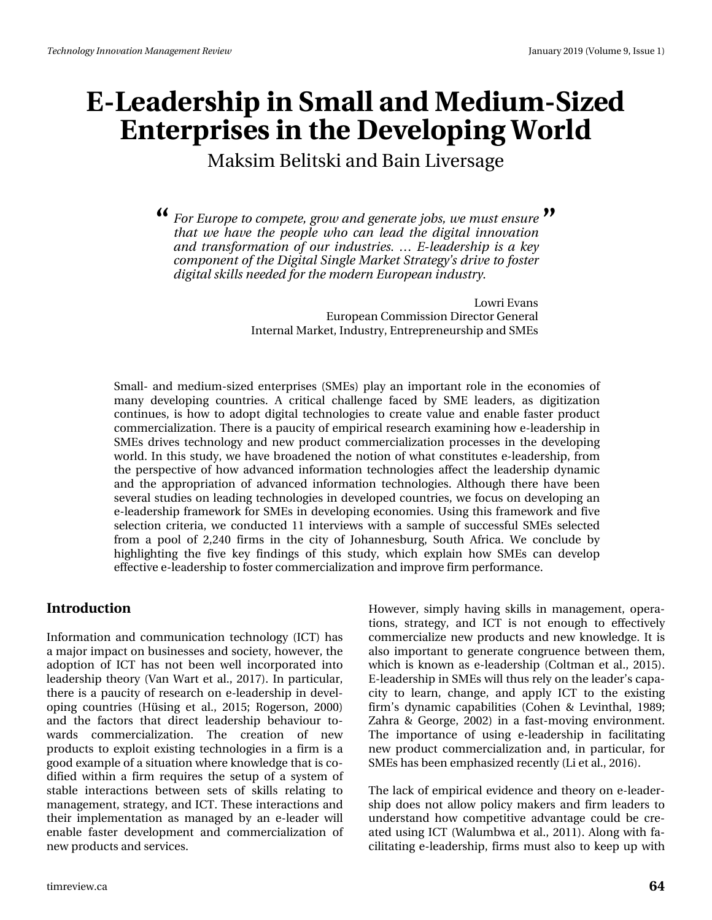# E-Leadership in Small and Medium-Sized Enterprises in the Developing World

Maksim Belitski and Bain Liversage

> *For Europe to compete, grow and generate jobs, we must ensure that we have the people who can lead the digital innovation and transformation of our industries. … E-leadership is a key component of the Digital Single Market Strategy's drive to foster digital skills needed for the modern European industry.*
>
> Lowri Evans
> European Commission Director General
> Internal Market, Industry, Entrepreneurship and SMEs

Small- and medium-sized enterprises (SMEs) play an important role in the economies of many developing countries. A critical challenge faced by SME leaders, as digitization continues, is how to adopt digital technologies to create value and enable faster product commercialization. There is a paucity of empirical research examining how e-leadership in SMEs drives technology and new product commercialization processes in the developing world. In this study, we have broadened the notion of what constitutes e-leadership, from the perspective of how advanced information technologies affect the leadership dynamic and the appropriation of advanced information technologies. Although there have been several studies on leading technologies in developed countries, we focus on developing an e-leadership framework for SMEs in developing economies. Using this framework and five selection criteria, we conducted 11 interviews with a sample of successful SMEs selected from a pool of 2,240 firms in the city of Johannesburg, South Africa. We conclude by highlighting the five key findings of this study, which explain how SMEs can develop effective e-leadership to foster commercialization and improve firm performance.

## Introduction

Information and communication technology (ICT) has a major impact on businesses and society, however, the adoption of ICT has not been well incorporated into leadership theory (Van Wart et al., 2017). In particular, there is a paucity of research on e-leadership in developing countries (Hüsing et al., 2015; Rogerson, 2000) and the factors that direct leadership behaviour towards commercialization. The creation of new products to exploit existing technologies in a firm is a good example of a situation where knowledge that is codified within a firm requires the setup of a system of stable interactions between sets of skills relating to management, strategy, and ICT. These interactions and their implementation as managed by an e-leader will enable faster development and commercialization of new products and services.

However, simply having skills in management, operations, strategy, and ICT is not enough to effectively commercialize new products and new knowledge. It is also important to generate congruence between them, which is known as e-leadership (Coltman et al., 2015). E-leadership in SMEs will thus rely on the leader's capacity to learn, change, and apply ICT to the existing firm's dynamic capabilities (Cohen & Levinthal, 1989; Zahra & George, 2002) in a fast-moving environment. The importance of using e-leadership in facilitating new product commercialization and, in particular, for SMEs has been emphasized recently (Li et al., 2016).

The lack of empirical evidence and theory on e-leadership does not allow policy makers and firm leaders to understand how competitive advantage could be created using ICT (Walumbwa et al., 2011). Along with facilitating e-leadership, firms must also to keep up with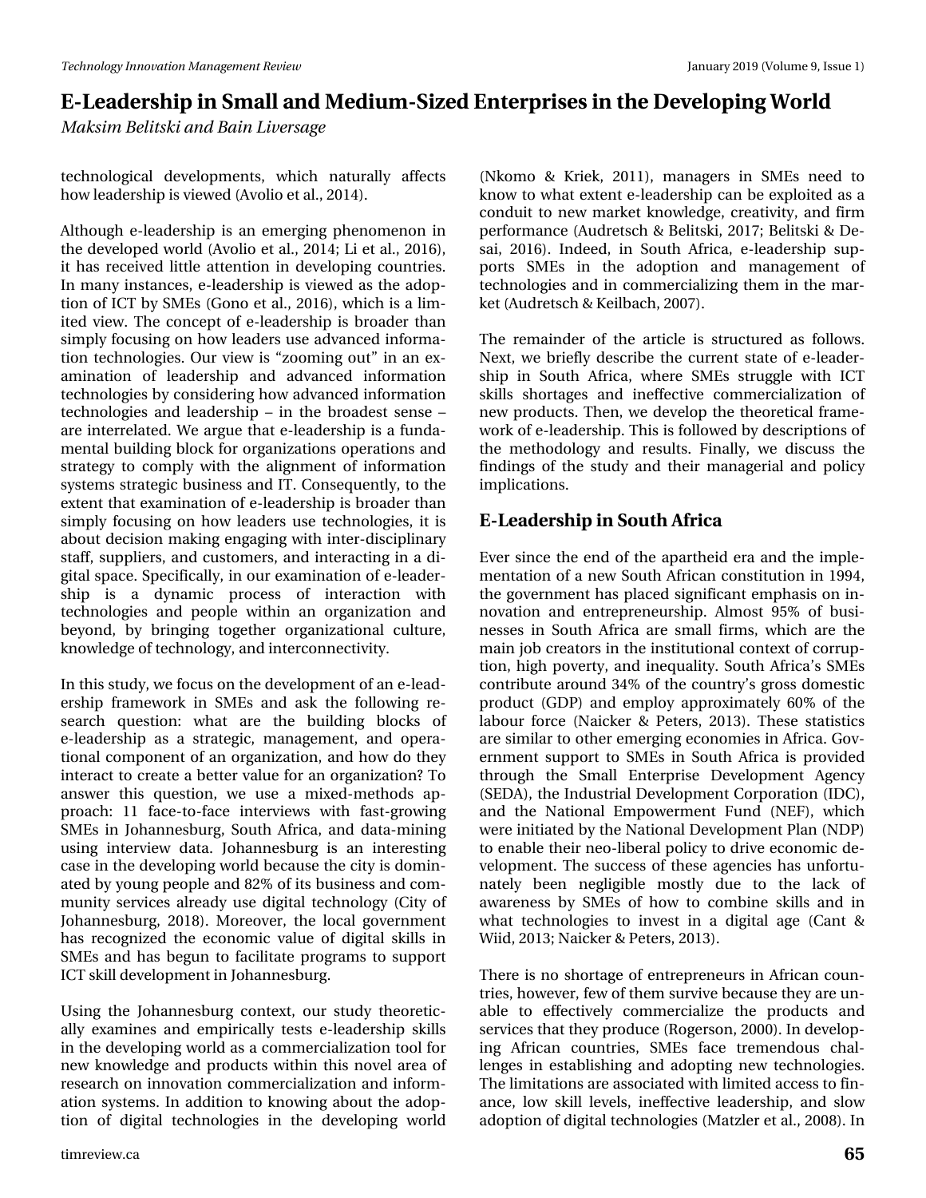technological developments, which naturally affects how leadership is viewed (Avolio et al., 2014).

Although e-leadership is an emerging phenomenon in the developed world (Avolio et al., 2014; Li et al., 2016), it has received little attention in developing countries. In many instances, e-leadership is viewed as the adoption of ICT by SMEs (Gono et al., 2016), which is a limited view. The concept of e-leadership is broader than simply focusing on how leaders use advanced information technologies. Our view is "zooming out" in an examination of leadership and advanced information technologies by considering how advanced information technologies and leadership – in the broadest sense – are interrelated. We argue that e-leadership is a fundamental building block for organizations operations and strategy to comply with the alignment of information systems strategic business and IT. Consequently, to the extent that examination of e-leadership is broader than simply focusing on how leaders use technologies, it is about decision making engaging with inter-disciplinary staff, suppliers, and customers, and interacting in a digital space. Specifically, in our examination of e-leadership is a dynamic process of interaction with technologies and people within an organization and beyond, by bringing together organizational culture, knowledge of technology, and interconnectivity.

In this study, we focus on the development of an e-leadership framework in SMEs and ask the following research question: what are the building blocks of e-leadership as a strategic, management, and operational component of an organization, and how do they interact to create a better value for an organization? To answer this question, we use a mixed-methods approach: 11 face-to-face interviews with fast-growing SMEs in Johannesburg, South Africa, and data-mining using interview data. Johannesburg is an interesting case in the developing world because the city is dominated by young people and 82% of its business and community services already use digital technology (City of Johannesburg, 2018). Moreover, the local government has recognized the economic value of digital skills in SMEs and has begun to facilitate programs to support ICT skill development in Johannesburg.

Using the Johannesburg context, our study theoretically examines and empirically tests e-leadership skills in the developing world as a commercialization tool for new knowledge and products within this novel area of research on innovation commercialization and information systems. In addition to knowing about the adoption of digital technologies in the developing world (Nkomo & Kriek, 2011), managers in SMEs need to know to what extent e-leadership can be exploited as a conduit to new market knowledge, creativity, and firm performance (Audretsch & Belitski, 2017; Belitski & Desai, 2016). Indeed, in South Africa, e-leadership supports SMEs in the adoption and management of technologies and in commercializing them in the market (Audretsch & Keilbach, 2007).

The remainder of the article is structured as follows. Next, we briefly describe the current state of e-leadership in South Africa, where SMEs struggle with ICT skills shortages and ineffective commercialization of new products. Then, we develop the theoretical framework of e-leadership. This is followed by descriptions of the methodology and results. Finally, we discuss the findings of the study and their managerial and policy implications.

## E-Leadership in South Africa

Ever since the end of the apartheid era and the implementation of a new South African constitution in 1994, the government has placed significant emphasis on innovation and entrepreneurship. Almost 95% of businesses in South Africa are small firms, which are the main job creators in the institutional context of corruption, high poverty, and inequality. South Africa's SMEs contribute around 34% of the country's gross domestic product (GDP) and employ approximately 60% of the labour force (Naicker & Peters, 2013). These statistics are similar to other emerging economies in Africa. Government support to SMEs in South Africa is provided through the Small Enterprise Development Agency (SEDA), the Industrial Development Corporation (IDC), and the National Empowerment Fund (NEF), which were initiated by the National Development Plan (NDP) to enable their neo-liberal policy to drive economic development. The success of these agencies has unfortunately been negligible mostly due to the lack of awareness by SMEs of how to combine skills and in what technologies to invest in a digital age (Cant & Wiid, 2013; Naicker & Peters, 2013).

There is no shortage of entrepreneurs in African countries, however, few of them survive because they are unable to effectively commercialize the products and services that they produce (Rogerson, 2000). In developing African countries, SMEs face tremendous challenges in establishing and adopting new technologies. The limitations are associated with limited access to finance, low skill levels, ineffective leadership, and slow adoption of digital technologies (Matzler et al., 2008). In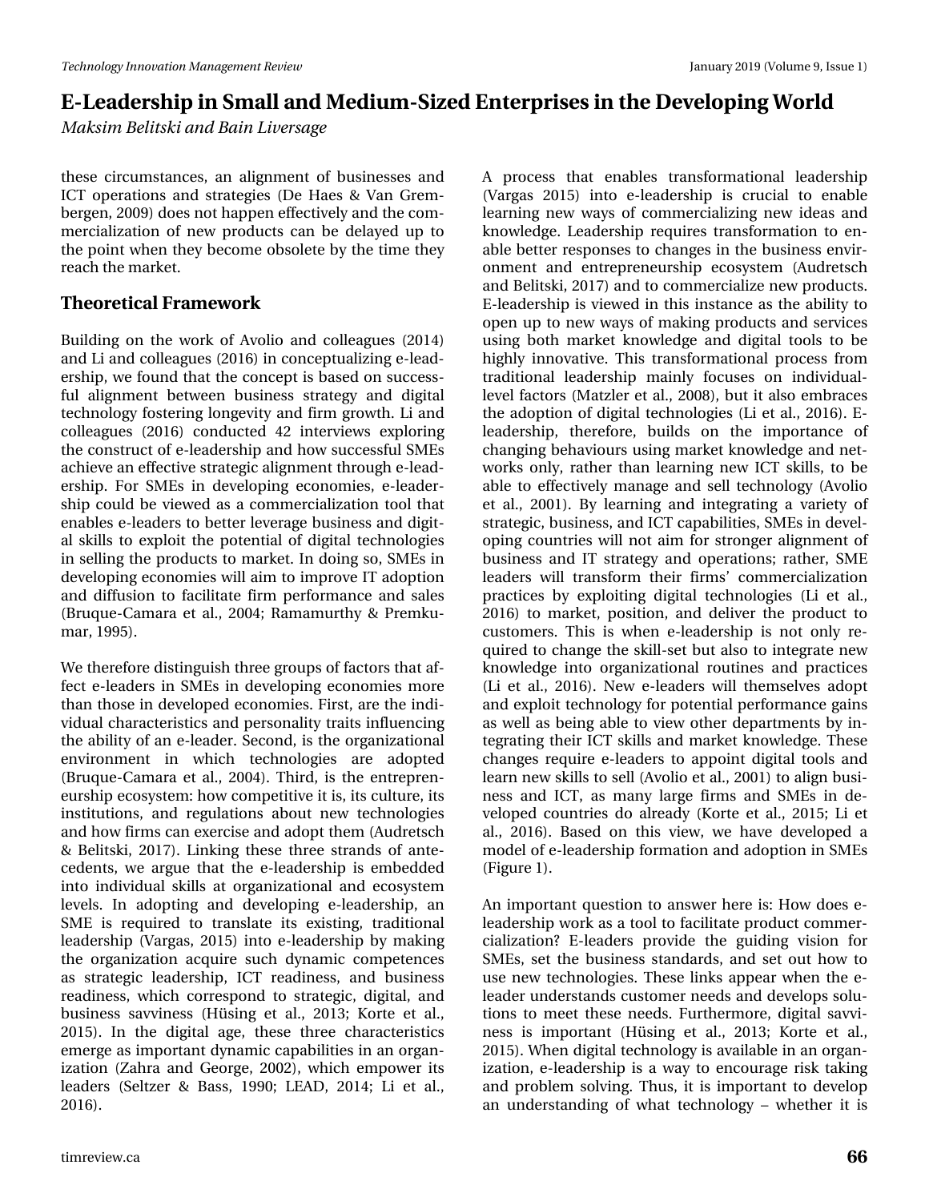these circumstances, an alignment of businesses and ICT operations and strategies (De Haes & Van Grembergen, 2009) does not happen effectively and the commercialization of new products can be delayed up to the point when they become obsolete by the time they reach the market.

## Theoretical Framework

Building on the work of Avolio and colleagues (2014) and Li and colleagues (2016) in conceptualizing e-leadership, we found that the concept is based on successful alignment between business strategy and digital technology fostering longevity and firm growth. Li and colleagues (2016) conducted 42 interviews exploring the construct of e-leadership and how successful SMEs achieve an effective strategic alignment through e-leadership. For SMEs in developing economies, e-leadership could be viewed as a commercialization tool that enables e-leaders to better leverage business and digital skills to exploit the potential of digital technologies in selling the products to market. In doing so, SMEs in developing economies will aim to improve IT adoption and diffusion to facilitate firm performance and sales (Bruque-Camara et al., 2004; Ramamurthy & Premkumar, 1995).

We therefore distinguish three groups of factors that affect e-leaders in SMEs in developing economies more than those in developed economies. First, are the individual characteristics and personality traits influencing the ability of an e-leader. Second, is the organizational environment in which technologies are adopted (Bruque-Camara et al., 2004). Third, is the entrepreneurship ecosystem: how competitive it is, its culture, its institutions, and regulations about new technologies and how firms can exercise and adopt them (Audretsch & Belitski, 2017). Linking these three strands of antecedents, we argue that the e-leadership is embedded into individual skills at organizational and ecosystem levels. In adopting and developing e-leadership, an SME is required to translate its existing, traditional leadership (Vargas, 2015) into e-leadership by making the organization acquire such dynamic competences as strategic leadership, ICT readiness, and business readiness, which correspond to strategic, digital, and business savviness (Hüsing et al., 2013; Korte et al., 2015). In the digital age, these three characteristics emerge as important dynamic capabilities in an organization (Zahra and George, 2002), which empower its leaders (Seltzer & Bass, 1990; LEAD, 2014; Li et al., 2016).

A process that enables transformational leadership (Vargas 2015) into e-leadership is crucial to enable learning new ways of commercializing new ideas and knowledge. Leadership requires transformation to enable better responses to changes in the business environment and entrepreneurship ecosystem (Audretsch and Belitski, 2017) and to commercialize new products. E-leadership is viewed in this instance as the ability to open up to new ways of making products and services using both market knowledge and digital tools to be highly innovative. This transformational process from traditional leadership mainly focuses on individual-level factors (Matzler et al., 2008), but it also embraces the adoption of digital technologies (Li et al., 2016). E-leadership, therefore, builds on the importance of changing behaviours using market knowledge and networks only, rather than learning new ICT skills, to be able to effectively manage and sell technology (Avolio et al., 2001). By learning and integrating a variety of strategic, business, and ICT capabilities, SMEs in developing countries will not aim for stronger alignment of business and IT strategy and operations; rather, SME leaders will transform their firms' commercialization practices by exploiting digital technologies (Li et al., 2016) to market, position, and deliver the product to customers. This is when e-leadership is not only required to change the skill-set but also to integrate new knowledge into organizational routines and practices (Li et al., 2016). New e-leaders will themselves adopt and exploit technology for potential performance gains as well as being able to view other departments by integrating their ICT skills and market knowledge. These changes require e-leaders to appoint digital tools and learn new skills to sell (Avolio et al., 2001) to align business and ICT, as many large firms and SMEs in developed countries do already (Korte et al., 2015; Li et al., 2016). Based on this view, we have developed a model of e-leadership formation and adoption in SMEs (Figure 1).

An important question to answer here is: How does e-leadership work as a tool to facilitate product commercialization? E-leaders provide the guiding vision for SMEs, set the business standards, and set out how to use new technologies. These links appear when the e-leader understands customer needs and develops solutions to meet these needs. Furthermore, digital savviness is important (Hüsing et al., 2013; Korte et al., 2015). When digital technology is available in an organization, e-leadership is a way to encourage risk taking and problem solving. Thus, it is important to develop an understanding of what technology – whether it is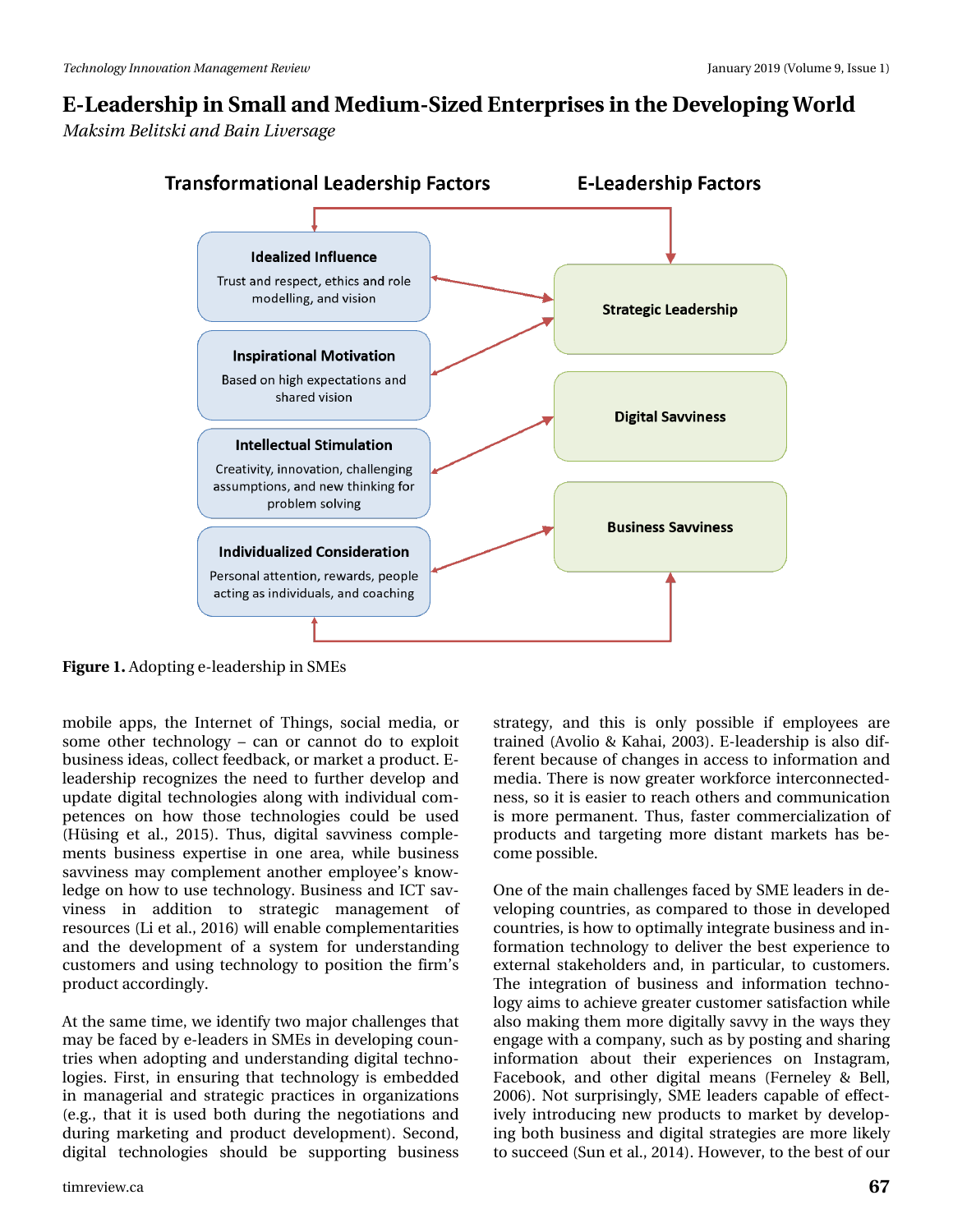Figure 1. Adopting e-leadership in SMEs

mobile apps, the Internet of Things, social media, or some other technology – can or cannot do to exploit business ideas, collect feedback, or market a product. E-leadership recognizes the need to further develop and update digital technologies along with individual competences on how those technologies could be used (Hüsing et al., 2015). Thus, digital savviness complements business expertise in one area, while business savviness may complement another employee's knowledge on how to use technology. Business and ICT savviness in addition to strategic management of resources (Li et al., 2016) will enable complementarities and the development of a system for understanding customers and using technology to position the firm's product accordingly.

At the same time, we identify two major challenges that may be faced by e-leaders in SMEs in developing countries when adopting and understanding digital technologies. First, in ensuring that technology is embedded in managerial and strategic practices in organizations (e.g., that it is used both during the negotiations and during marketing and product development). Second, digital technologies should be supporting business strategy, and this is only possible if employees are trained (Avolio & Kahai, 2003). E-leadership is also different because of changes in access to information and media. There is now greater workforce interconnectedness, so it is easier to reach others and communication is more permanent. Thus, faster commercialization of products and targeting more distant markets has become possible.

One of the main challenges faced by SME leaders in developing countries, as compared to those in developed countries, is how to optimally integrate business and information technology to deliver the best experience to external stakeholders and, in particular, to customers. The integration of business and information technology aims to achieve greater customer satisfaction while also making them more digitally savvy in the ways they engage with a company, such as by posting and sharing information about their experiences on Instagram, Facebook, and other digital means (Ferneley & Bell, 2006). Not surprisingly, SME leaders capable of effectively introducing new products to market by developing both business and digital strategies are more likely to succeed (Sun et al., 2014). However, to the best of our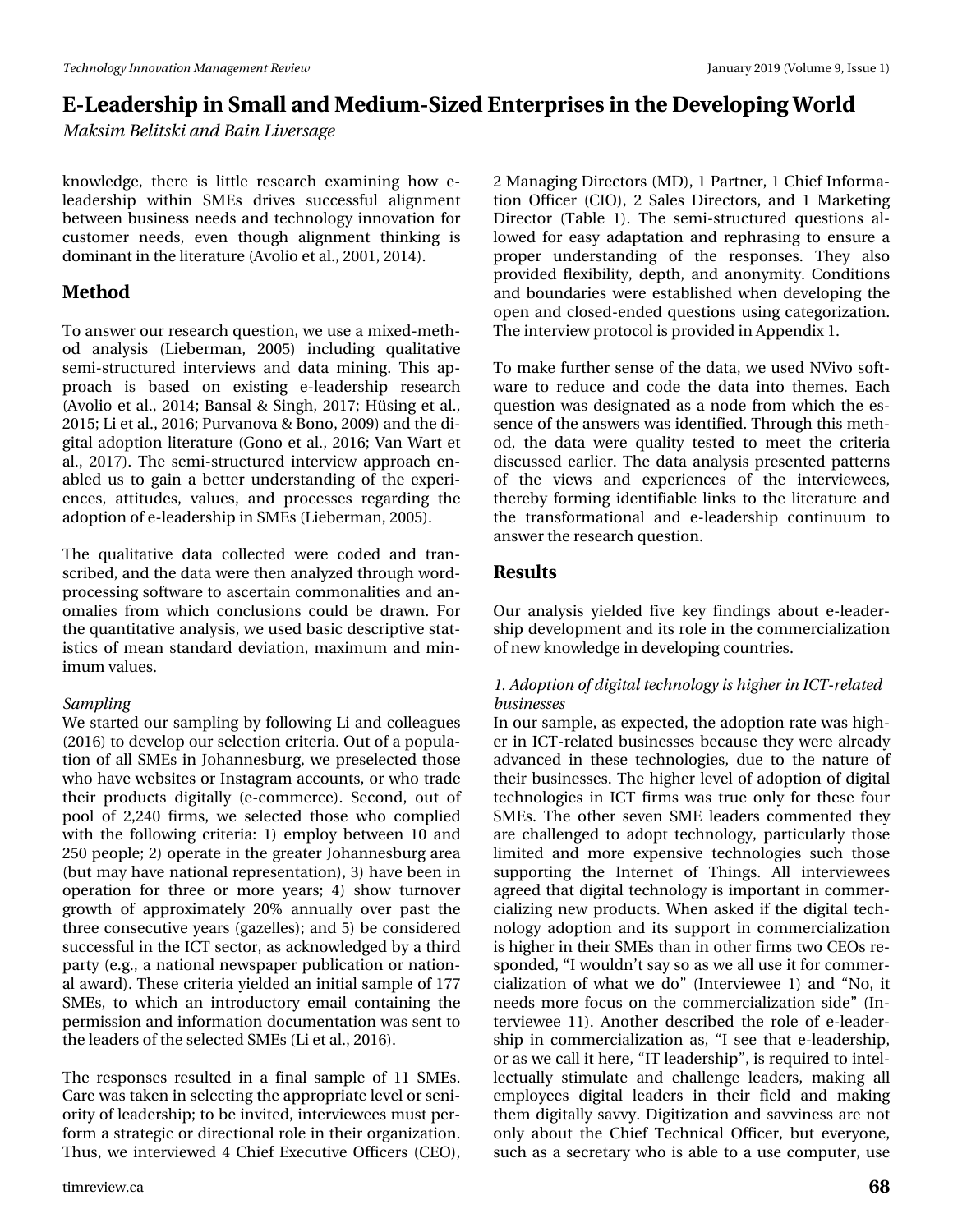knowledge, there is little research examining how e-leadership within SMEs drives successful alignment between business needs and technology innovation for customer needs, even though alignment thinking is dominant in the literature (Avolio et al., 2001, 2014).

## Method

To answer our research question, we use a mixed-method analysis (Lieberman, 2005) including qualitative semi-structured interviews and data mining. This approach is based on existing e-leadership research (Avolio et al., 2014; Bansal & Singh, 2017; Hüsing et al., 2015; Li et al., 2016; Purvanova & Bono, 2009) and the digital adoption literature (Gono et al., 2016; Van Wart et al., 2017). The semi-structured interview approach enabled us to gain a better understanding of the experiences, attitudes, values, and processes regarding the adoption of e-leadership in SMEs (Lieberman, 2005).

The qualitative data collected were coded and transcribed, and the data were then analyzed through word-processing software to ascertain commonalities and anomalies from which conclusions could be drawn. For the quantitative analysis, we used basic descriptive statistics of mean standard deviation, maximum and minimum values.

*Sampling*

We started our sampling by following Li and colleagues (2016) to develop our selection criteria. Out of a population of all SMEs in Johannesburg, we preselected those who have websites or Instagram accounts, or who trade their products digitally (e-commerce). Second, out of pool of 2,240 firms, we selected those who complied with the following criteria: 1) employ between 10 and 250 people; 2) operate in the greater Johannesburg area (but may have national representation), 3) have been in operation for three or more years; 4) show turnover growth of approximately 20% annually over past the three consecutive years (gazelles); and 5) be considered successful in the ICT sector, as acknowledged by a third party (e.g., a national newspaper publication or national award). These criteria yielded an initial sample of 177 SMEs, to which an introductory email containing the permission and information documentation was sent to the leaders of the selected SMEs (Li et al., 2016).

The responses resulted in a final sample of 11 SMEs. Care was taken in selecting the appropriate level or seniority of leadership; to be invited, interviewees must perform a strategic or directional role in their organization. Thus, we interviewed 4 Chief Executive Officers (CEO), 2 Managing Directors (MD), 1 Partner, 1 Chief Information Officer (CIO), 2 Sales Directors, and 1 Marketing Director (Table 1). The semi-structured questions allowed for easy adaptation and rephrasing to ensure a proper understanding of the responses. They also provided flexibility, depth, and anonymity. Conditions and boundaries were established when developing the open and closed-ended questions using categorization. The interview protocol is provided in Appendix 1.

To make further sense of the data, we used NVivo software to reduce and code the data into themes. Each question was designated as a node from which the essence of the answers was identified. Through this method, the data were quality tested to meet the criteria discussed earlier. The data analysis presented patterns of the views and experiences of the interviewees, thereby forming identifiable links to the literature and the transformational and e-leadership continuum to answer the research question.

## Results

Our analysis yielded five key findings about e-leadership development and its role in the commercialization of new knowledge in developing countries.

*1. Adoption of digital technology is higher in ICT-related businesses*

In our sample, as expected, the adoption rate was higher in ICT-related businesses because they were already advanced in these technologies, due to the nature of their businesses. The higher level of adoption of digital technologies in ICT firms was true only for these four SMEs. The other seven SME leaders commented they are challenged to adopt technology, particularly those limited and more expensive technologies such those supporting the Internet of Things. All interviewees agreed that digital technology is important in commercializing new products. When asked if the digital technology adoption and its support in commercialization is higher in their SMEs than in other firms two CEOs responded, "I wouldn't say so as we all use it for commercialization of what we do" (Interviewee 1) and "No, it needs more focus on the commercialization side" (Interviewee 11). Another described the role of e-leadership in commercialization as, "I see that e-leadership, or as we call it here, "IT leadership", is required to intellectually stimulate and challenge leaders, making all employees digital leaders in their field and making them digitally savvy. Digitization and savviness are not only about the Chief Technical Officer, but everyone, such as a secretary who is able to a use computer, use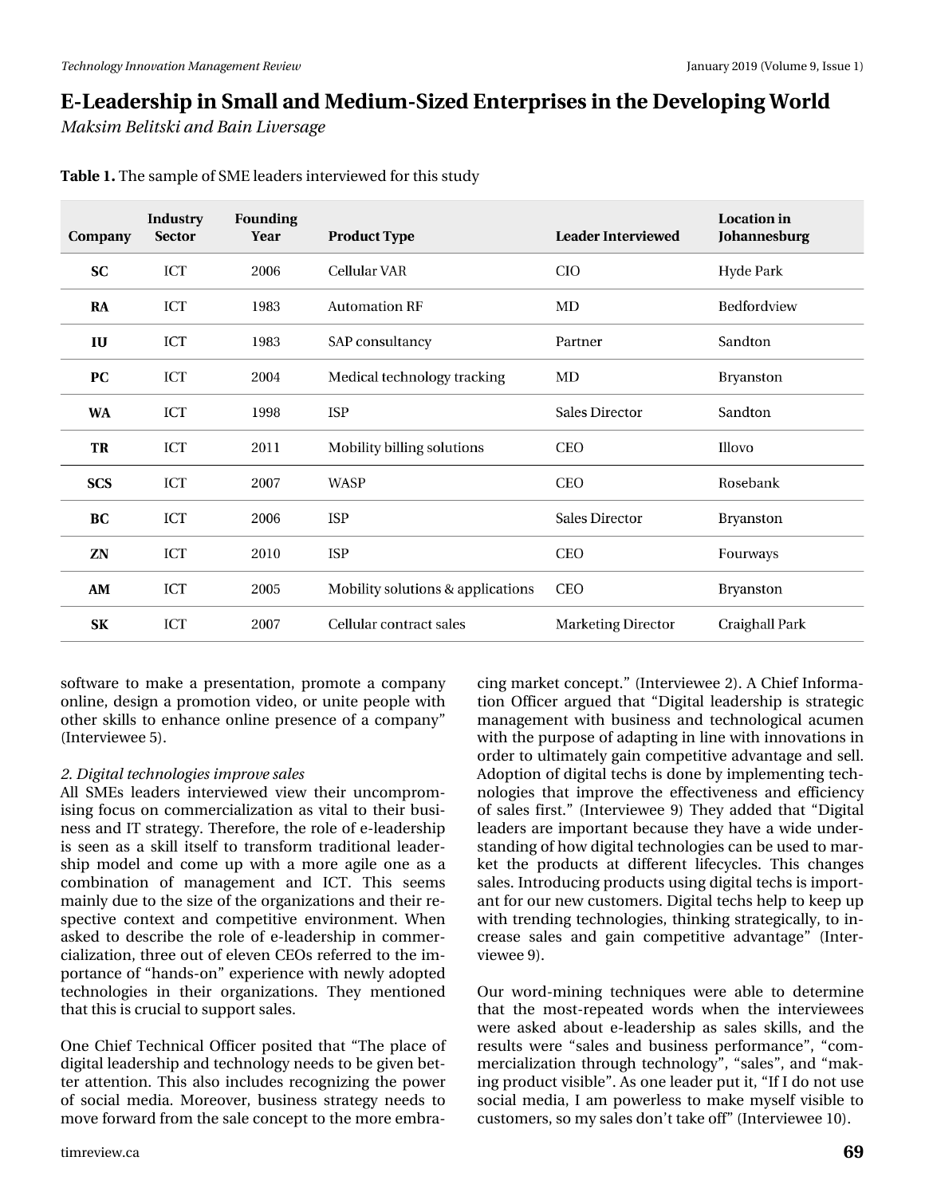**Table 1.** The sample of SME leaders interviewed for this study

| Company | Industry Sector | Founding Year | Product Type | Leader Interviewed | Location in Johannesburg |
|---|---|---|---|---|---|
| **SC** | ICT | 2006 | Cellular VAR | CIO | Hyde Park |
| **RA** | ICT | 1983 | Automation RF | MD | Bedfordview |
| **IU** | ICT | 1983 | SAP consultancy | Partner | Sandton |
| **PC** | ICT | 2004 | Medical technology tracking | MD | Bryanston |
| **WA** | ICT | 1998 | ISP | Sales Director | Sandton |
| **TR** | ICT | 2011 | Mobility billing solutions | CEO | Illovo |
| **SCS** | ICT | 2007 | WASP | CEO | Rosebank |
| **BC** | ICT | 2006 | ISP | Sales Director | Bryanston |
| **ZN** | ICT | 2010 | ISP | CEO | Fourways |
| **AM** | ICT | 2005 | Mobility solutions & applications | CEO | Bryanston |
| **SK** | ICT | 2007 | Cellular contract sales | Marketing Director | Craighall Park |

software to make a presentation, promote a company online, design a promotion video, or unite people with other skills to enhance online presence of a company" (Interviewee 5).

*2. Digital technologies improve sales*

All SMEs leaders interviewed view their uncompromising focus on commercialization as vital to their business and IT strategy. Therefore, the role of e-leadership is seen as a skill itself to transform traditional leadership model and come up with a more agile one as a combination of management and ICT. This seems mainly due to the size of the organizations and their respective context and competitive environment. When asked to describe the role of e-leadership in commercialization, three out of eleven CEOs referred to the importance of "hands-on" experience with newly adopted technologies in their organizations. They mentioned that this is crucial to support sales.

One Chief Technical Officer posited that "The place of digital leadership and technology needs to be given better attention. This also includes recognizing the power of social media. Moreover, business strategy needs to move forward from the sale concept to the more embracing market concept." (Interviewee 2). A Chief Information Officer argued that "Digital leadership is strategic management with business and technological acumen with the purpose of adapting in line with innovations in order to ultimately gain competitive advantage and sell. Adoption of digital techs is done by implementing technologies that improve the effectiveness and efficiency of sales first." (Interviewee 9) They added that "Digital leaders are important because they have a wide understanding of how digital technologies can be used to market the products at different lifecycles. This changes sales. Introducing products using digital techs is important for our new customers. Digital techs help to keep up with trending technologies, thinking strategically, to increase sales and gain competitive advantage" (Interviewee 9).

Our word-mining techniques were able to determine that the most-repeated words when the interviewees were asked about e-leadership as sales skills, and the results were "sales and business performance", "commercialization through technology", "sales", and "making product visible". As one leader put it, "If I do not use social media, I am powerless to make myself visible to customers, so my sales don't take off" (Interviewee 10).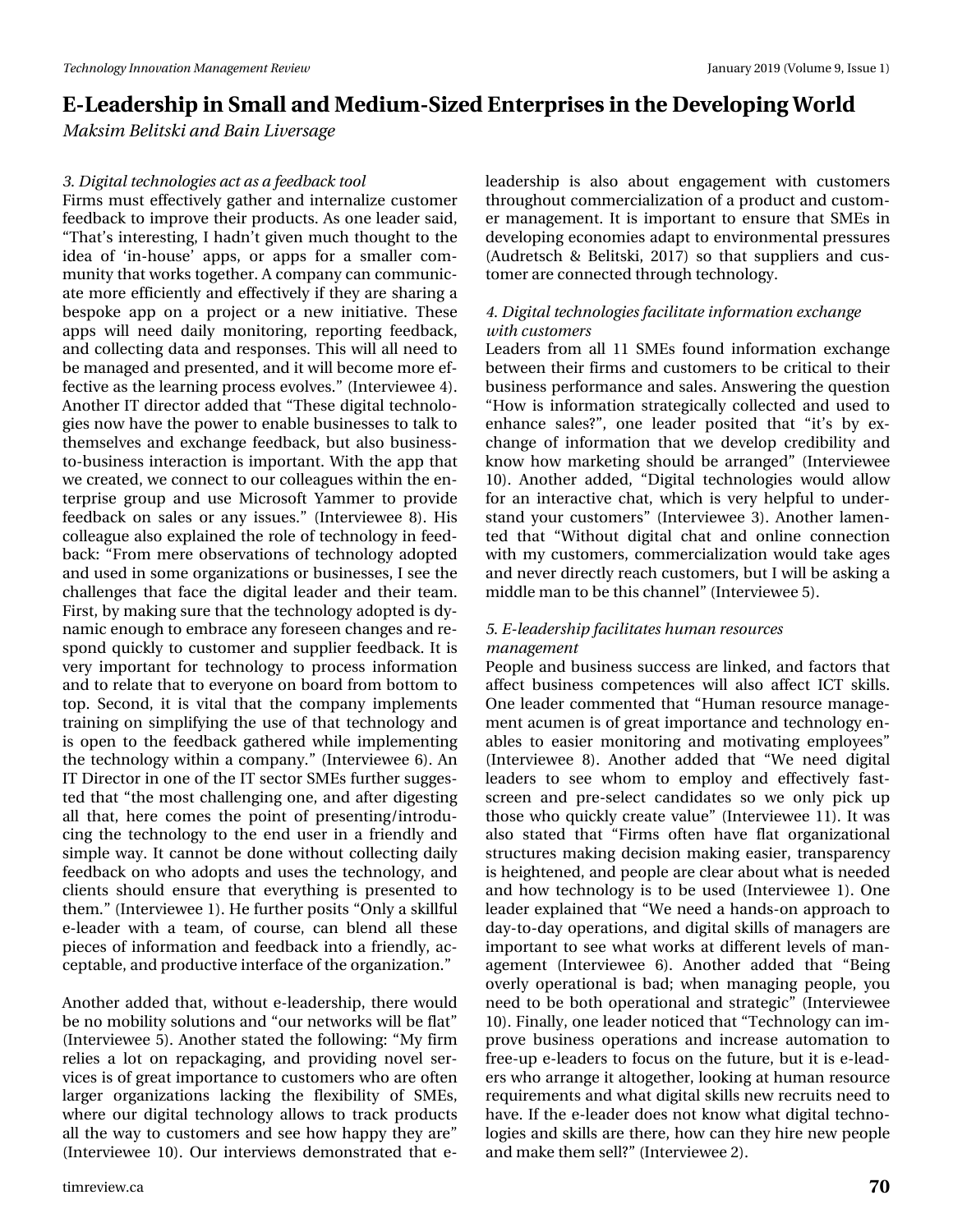*3. Digital technologies act as a feedback tool*

Firms must effectively gather and internalize customer feedback to improve their products. As one leader said, "That's interesting, I hadn't given much thought to the idea of 'in-house' apps, or apps for a smaller community that works together. A company can communicate more efficiently and effectively if they are sharing a bespoke app on a project or a new initiative. These apps will need daily monitoring, reporting feedback, and collecting data and responses. This will all need to be managed and presented, and it will become more effective as the learning process evolves." (Interviewee 4). Another IT director added that "These digital technologies now have the power to enable businesses to talk to themselves and exchange feedback, but also business-to-business interaction is important. With the app that we created, we connect to our colleagues within the enterprise group and use Microsoft Yammer to provide feedback on sales or any issues." (Interviewee 8). His colleague also explained the role of technology in feedback: "From mere observations of technology adopted and used in some organizations or businesses, I see the challenges that face the digital leader and their team. First, by making sure that the technology adopted is dynamic enough to embrace any foreseen changes and respond quickly to customer and supplier feedback. It is very important for technology to process information and to relate that to everyone on board from bottom to top. Second, it is vital that the company implements training on simplifying the use of that technology and is open to the feedback gathered while implementing the technology within a company." (Interviewee 6). An IT Director in one of the IT sector SMEs further suggested that "the most challenging one, and after digesting all that, here comes the point of presenting/introducing the technology to the end user in a friendly and simple way. It cannot be done without collecting daily feedback on who adopts and uses the technology, and clients should ensure that everything is presented to them." (Interviewee 1). He further posits "Only a skillful e-leader with a team, of course, can blend all these pieces of information and feedback into a friendly, acceptable, and productive interface of the organization."

Another added that, without e-leadership, there would be no mobility solutions and "our networks will be flat" (Interviewee 5). Another stated the following: "My firm relies a lot on repackaging, and providing novel services is of great importance to customers who are often larger organizations lacking the flexibility of SMEs, where our digital technology allows to track products all the way to customers and see how happy they are" (Interviewee 10). Our interviews demonstrated that e-leadership is also about engagement with customers throughout commercialization of a product and customer management. It is important to ensure that SMEs in developing economies adapt to environmental pressures (Audretsch & Belitski, 2017) so that suppliers and customer are connected through technology.

*4. Digital technologies facilitate information exchange with customers*

Leaders from all 11 SMEs found information exchange between their firms and customers to be critical to their business performance and sales. Answering the question "How is information strategically collected and used to enhance sales?", one leader posited that "it's by exchange of information that we develop credibility and know how marketing should be arranged" (Interviewee 10). Another added, "Digital technologies would allow for an interactive chat, which is very helpful to understand your customers" (Interviewee 3). Another lamented that "Without digital chat and online connection with my customers, commercialization would take ages and never directly reach customers, but I will be asking a middle man to be this channel" (Interviewee 5).

*5. E-leadership facilitates human resources management*

People and business success are linked, and factors that affect business competences will also affect ICT skills. One leader commented that "Human resource management acumen is of great importance and technology enables to easier monitoring and motivating employees" (Interviewee 8). Another added that "We need digital leaders to see whom to employ and effectively fast-screen and pre-select candidates so we only pick up those who quickly create value" (Interviewee 11). It was also stated that "Firms often have flat organizational structures making decision making easier, transparency is heightened, and people are clear about what is needed and how technology is to be used (Interviewee 1). One leader explained that "We need a hands-on approach to day-to-day operations, and digital skills of managers are important to see what works at different levels of management (Interviewee 6). Another added that "Being overly operational is bad; when managing people, you need to be both operational and strategic" (Interviewee 10). Finally, one leader noticed that "Technology can improve business operations and increase automation to free-up e-leaders to focus on the future, but it is e-leaders who arrange it altogether, looking at human resource requirements and what digital skills new recruits need to have. If the e-leader does not know what digital technologies and skills are there, how can they hire new people and make them sell?" (Interviewee 2).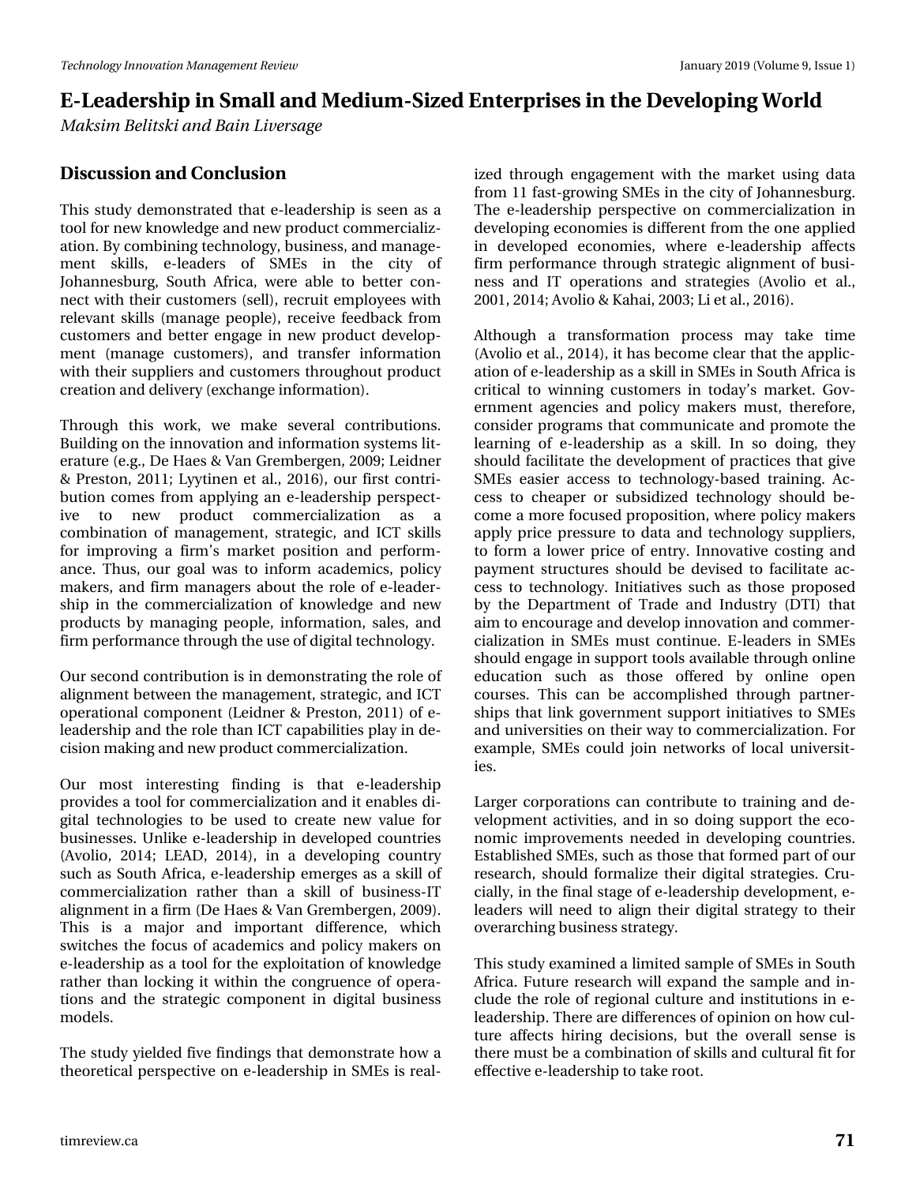## Discussion and Conclusion

This study demonstrated that e-leadership is seen as a tool for new knowledge and new product commercialization. By combining technology, business, and management skills, e-leaders of SMEs in the city of Johannesburg, South Africa, were able to better connect with their customers (sell), recruit employees with relevant skills (manage people), receive feedback from customers and better engage in new product development (manage customers), and transfer information with their suppliers and customers throughout product creation and delivery (exchange information).

Through this work, we make several contributions. Building on the innovation and information systems literature (e.g., De Haes & Van Grembergen, 2009; Leidner & Preston, 2011; Lyytinen et al., 2016), our first contribution comes from applying an e-leadership perspective to new product commercialization as a combination of management, strategic, and ICT skills for improving a firm's market position and performance. Thus, our goal was to inform academics, policy makers, and firm managers about the role of e-leadership in the commercialization of knowledge and new products by managing people, information, sales, and firm performance through the use of digital technology.

Our second contribution is in demonstrating the role of alignment between the management, strategic, and ICT operational component (Leidner & Preston, 2011) of e-leadership and the role than ICT capabilities play in decision making and new product commercialization.

Our most interesting finding is that e-leadership provides a tool for commercialization and it enables digital technologies to be used to create new value for businesses. Unlike e-leadership in developed countries (Avolio, 2014; LEAD, 2014), in a developing country such as South Africa, e-leadership emerges as a skill of commercialization rather than a skill of business-IT alignment in a firm (De Haes & Van Grembergen, 2009). This is a major and important difference, which switches the focus of academics and policy makers on e-leadership as a tool for the exploitation of knowledge rather than locking it within the congruence of operations and the strategic component in digital business models.

The study yielded five findings that demonstrate how a theoretical perspective on e-leadership in SMEs is realized through engagement with the market using data from 11 fast-growing SMEs in the city of Johannesburg. The e-leadership perspective on commercialization in developing economies is different from the one applied in developed economies, where e-leadership affects firm performance through strategic alignment of business and IT operations and strategies (Avolio et al., 2001, 2014; Avolio & Kahai, 2003; Li et al., 2016).

Although a transformation process may take time (Avolio et al., 2014), it has become clear that the application of e-leadership as a skill in SMEs in South Africa is critical to winning customers in today's market. Government agencies and policy makers must, therefore, consider programs that communicate and promote the learning of e-leadership as a skill. In so doing, they should facilitate the development of practices that give SMEs easier access to technology-based training. Access to cheaper or subsidized technology should become a more focused proposition, where policy makers apply price pressure to data and technology suppliers, to form a lower price of entry. Innovative costing and payment structures should be devised to facilitate access to technology. Initiatives such as those proposed by the Department of Trade and Industry (DTI) that aim to encourage and develop innovation and commercialization in SMEs must continue. E-leaders in SMEs should engage in support tools available through online education such as those offered by online open courses. This can be accomplished through partnerships that link government support initiatives to SMEs and universities on their way to commercialization. For example, SMEs could join networks of local universities.

Larger corporations can contribute to training and development activities, and in so doing support the economic improvements needed in developing countries. Established SMEs, such as those that formed part of our research, should formalize their digital strategies. Crucially, in the final stage of e-leadership development, e-leaders will need to align their digital strategy to their overarching business strategy.

This study examined a limited sample of SMEs in South Africa. Future research will expand the sample and include the role of regional culture and institutions in e-leadership. There are differences of opinion on how culture affects hiring decisions, but the overall sense is there must be a combination of skills and cultural fit for effective e-leadership to take root.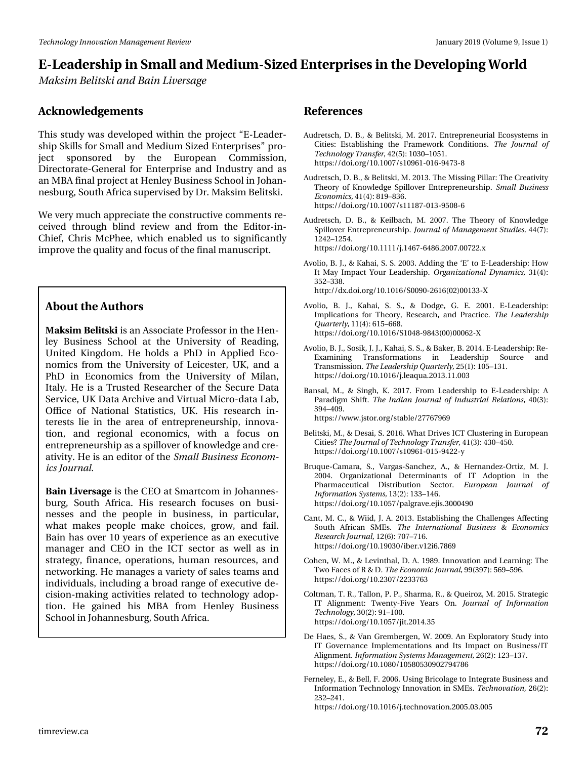# E-Leadership in Small and Medium-Sized Enterprises in the Developing World

*Maksim Belitski and Bain Liversage*

## Acknowledgements

This study was developed within the project "E-Leadership Skills for Small and Medium Sized Enterprises" project sponsored by the European Commission, Directorate-General for Enterprise and Industry and as an MBA final project at Henley Business School in Johannesburg, South Africa supervised by Dr. Maksim Belitski.

We very much appreciate the constructive comments received through blind review and from the Editor-in-Chief, Chris McPhee, which enabled us to significantly improve the quality and focus of the final manuscript.

## About the Authors

**Maksim Belitski** is an Associate Professor in the Henley Business School at the University of Reading, United Kingdom. He holds a PhD in Applied Economics from the University of Leicester, UK, and a PhD in Economics from the University of Milan, Italy. He is a Trusted Researcher of the Secure Data Service, UK Data Archive and Virtual Micro-data Lab, Office of National Statistics, UK. His research interests lie in the area of entrepreneurship, innovation, and regional economics, with a focus on entrepreneurship as a spillover of knowledge and creativity. He is an editor of the *Small Business Economics Journal*.

**Bain Liversage** is the CEO at Smartcom in Johannesburg, South Africa. His research focuses on businesses and the people in business, in particular, what makes people make choices, grow, and fail. Bain has over 10 years of experience as an executive manager and CEO in the ICT sector as well as in strategy, finance, operations, human resources, and networking. He manages a variety of sales teams and individuals, including a broad range of executive decision-making activities related to technology adoption. He gained his MBA from Henley Business School in Johannesburg, South Africa.

## References

Audretsch, D. B., & Belitski, M. 2017. Entrepreneurial Ecosystems in Cities: Establishing the Framework Conditions. *The Journal of Technology Transfer*, 42(5): 1030–1051. https://doi.org/10.1007/s10961-016-9473-8

Audretsch, D. B., & Belitski, M. 2013. The Missing Pillar: The Creativity Theory of Knowledge Spillover Entrepreneurship. *Small Business Economics*, 41(4): 819–836. https://doi.org/10.1007/s11187-013-9508-6

Audretsch, D. B., & Keilbach, M. 2007. The Theory of Knowledge Spillover Entrepreneurship. *Journal of Management Studies*, 44(7): 1242–1254. https://doi.org/10.1111/j.1467-6486.2007.00722.x

Avolio, B. J., & Kahai, S. S. 2003. Adding the 'E' to E-Leadership: How It May Impact Your Leadership. *Organizational Dynamics*, 31(4): 352–338. http://dx.doi.org/10.1016/S0090-2616(02)00133-X

Avolio, B. J., Kahai, S. S., & Dodge, G. E. 2001. E-Leadership: Implications for Theory, Research, and Practice. *The Leadership Quarterly*, 11(4): 615–668. https://doi.org/10.1016/S1048-9843(00)00062-X

Avolio, B. J., Sosik, J. J., Kahai, S. S., & Baker, B. 2014. E-Leadership: Re-Examining Transformations in Leadership Source and Transmission. *The Leadership Quarterly*, 25(1): 105–131. https://doi.org/10.1016/j.leaqua.2013.11.003

Bansal, M., & Singh, K. 2017. From Leadership to E-Leadership: A Paradigm Shift. *The Indian Journal of Industrial Relations*, 40(3): 394–409. https://www.jstor.org/stable/27767969

Belitski, M., & Desai, S. 2016. What Drives ICT Clustering in European Cities? *The Journal of Technology Transfer*, 41(3): 430–450. https://doi.org/10.1007/s10961-015-9422-y

Bruque-Camara, S., Vargas-Sanchez, A., & Hernandez-Ortiz, M. J. 2004. Organizational Determinants of IT Adoption in the Pharmaceutical Distribution Sector. *European Journal of Information Systems*, 13(2): 133–146. https://doi.org/10.1057/palgrave.ejis.3000490

Cant, M. C., & Wiid, J. A. 2013. Establishing the Challenges Affecting South African SMEs. *The International Business & Economics Research Journal*, 12(6): 707–716. https://doi.org/10.19030/iber.v12i6.7869

Cohen, W. M., & Levinthal, D. A. 1989. Innovation and Learning: The Two Faces of R & D. *The Economic Journal*, 99(397): 569–596. https://doi.org/10.2307/2233763

Coltman, T. R., Tallon, P. P., Sharma, R., & Queiroz, M. 2015. Strategic IT Alignment: Twenty-Five Years On. *Journal of Information Technology*, 30(2): 91–100. https://doi.org/10.1057/jit.2014.35

De Haes, S., & Van Grembergen, W. 2009. An Exploratory Study into IT Governance Implementations and Its Impact on Business/IT Alignment. *Information Systems Management*, 26(2): 123–137. https://doi.org/10.1080/10580530902794786

Ferneley, E., & Bell, F. 2006. Using Bricolage to Integrate Business and Information Technology Innovation in SMEs. *Technovation*, 26(2): 232–241. https://doi.org/10.1016/j.technovation.2005.03.005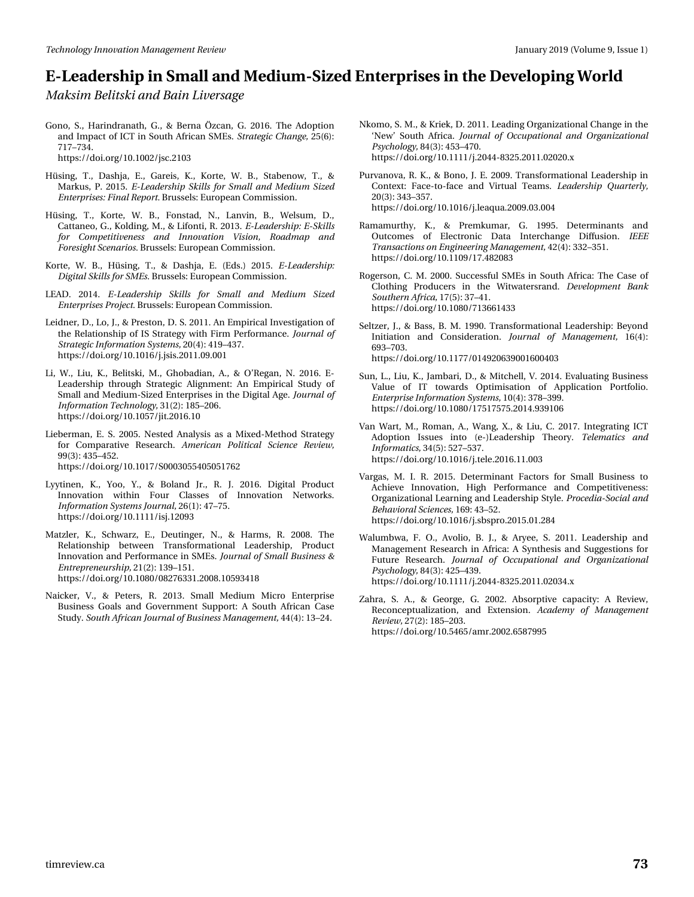Gono, S., Harindranath, G., & Berna Özcan, G. 2016. The Adoption and Impact of ICT in South African SMEs. *Strategic Change,* 25(6): 717–734.
https://doi.org/10.1002/jsc.2103

Hüsing, T., Dashja, E., Gareis, K., Korte, W. B., Stabenow, T., & Markus, P. 2015. *E-Leadership Skills for Small and Medium Sized Enterprises: Final Report.* Brussels: European Commission.

Hüsing, T., Korte, W. B., Fonstad, N., Lanvin, B., Welsum, D., Cattaneo, G., Kolding, M., & Lifonti, R. 2013. *E-Leadership: E-Skills for Competitiveness and Innovation Vision, Roadmap and Foresight Scenarios.* Brussels: European Commission.

Korte, W. B., Hüsing, T., & Dashja, E. (Eds.) 2015. *E-Leadership: Digital Skills for SMEs.* Brussels: European Commission.

LEAD. 2014. *E-Leadership Skills for Small and Medium Sized Enterprises Project.* Brussels: European Commission.

Leidner, D., Lo, J., & Preston, D. S. 2011. An Empirical Investigation of the Relationship of IS Strategy with Firm Performance. *Journal of Strategic Information Systems,* 20(4): 419–437.
https://doi.org/10.1016/j.jsis.2011.09.001

Li, W., Liu, K., Belitski, M., Ghobadian, A., & O'Regan, N. 2016. E-Leadership through Strategic Alignment: An Empirical Study of Small and Medium-Sized Enterprises in the Digital Age. *Journal of Information Technology,* 31(2): 185–206.
https://doi.org/10.1057/jit.2016.10

Lieberman, E. S. 2005. Nested Analysis as a Mixed-Method Strategy for Comparative Research. *American Political Science Review,* 99(3): 435–452.
https://doi.org/10.1017/S0003055405051762

Lyytinen, K., Yoo, Y., & Boland Jr., R. J. 2016. Digital Product Innovation within Four Classes of Innovation Networks. *Information Systems Journal,* 26(1): 47–75.
https://doi.org/10.1111/isj.12093

Matzler, K., Schwarz, E., Deutinger, N., & Harms, R. 2008. The Relationship between Transformational Leadership, Product Innovation and Performance in SMEs. *Journal of Small Business & Entrepreneurship,* 21(2): 139–151.
https://doi.org/10.1080/08276331.2008.10593418

Naicker, V., & Peters, R. 2013. Small Medium Micro Enterprise Business Goals and Government Support: A South African Case Study. *South African Journal of Business Management,* 44(4): 13–24.

Nkomo, S. M., & Kriek, D. 2011. Leading Organizational Change in the 'New' South Africa. *Journal of Occupational and Organizational Psychology,* 84(3): 453–470.
https://doi.org/10.1111/j.2044-8325.2011.02020.x

Purvanova, R. K., & Bono, J. E. 2009. Transformational Leadership in Context: Face-to-face and Virtual Teams. *Leadership Quarterly,* 20(3): 343–357.
https://doi.org/10.1016/j.leaqua.2009.03.004

Ramamurthy, K., & Premkumar, G. 1995. Determinants and Outcomes of Electronic Data Interchange Diffusion. *IEEE Transactions on Engineering Management,* 42(4): 332–351.
https://doi.org/10.1109/17.482083

Rogerson, C. M. 2000. Successful SMEs in South Africa: The Case of Clothing Producers in the Witwatersrand. *Development Bank Southern Africa,* 17(5): 37–41.
https://doi.org/10.1080/713661433

Seltzer, J., & Bass, B. M. 1990. Transformational Leadership: Beyond Initiation and Consideration. *Journal of Management,* 16(4): 693–703.
https://doi.org/10.1177/014920639001600403

Sun, L., Liu, K., Jambari, D., & Mitchell, V. 2014. Evaluating Business Value of IT towards Optimisation of Application Portfolio. *Enterprise Information Systems,* 10(4): 378–399.
https://doi.org/10.1080/17517575.2014.939106

Van Wart, M., Roman, A., Wang, X., & Liu, C. 2017. Integrating ICT Adoption Issues into (e-)Leadership Theory. *Telematics and Informatics,* 34(5): 527–537.
https://doi.org/10.1016/j.tele.2016.11.003

Vargas, M. I. R. 2015. Determinant Factors for Small Business to Achieve Innovation, High Performance and Competitiveness: Organizational Learning and Leadership Style. *Procedia-Social and Behavioral Sciences,* 169: 43–52.
https://doi.org/10.1016/j.sbspro.2015.01.284

Walumbwa, F. O., Avolio, B. J., & Aryee, S. 2011. Leadership and Management Research in Africa: A Synthesis and Suggestions for Future Research. *Journal of Occupational and Organizational Psychology,* 84(3): 425–439.
https://doi.org/10.1111/j.2044-8325.2011.02034.x

Zahra, S. A., & George, G. 2002. Absorptive capacity: A Review, Reconceptualization, and Extension. *Academy of Management Review,* 27(2): 185–203.
https://doi.org/10.5465/amr.2002.6587995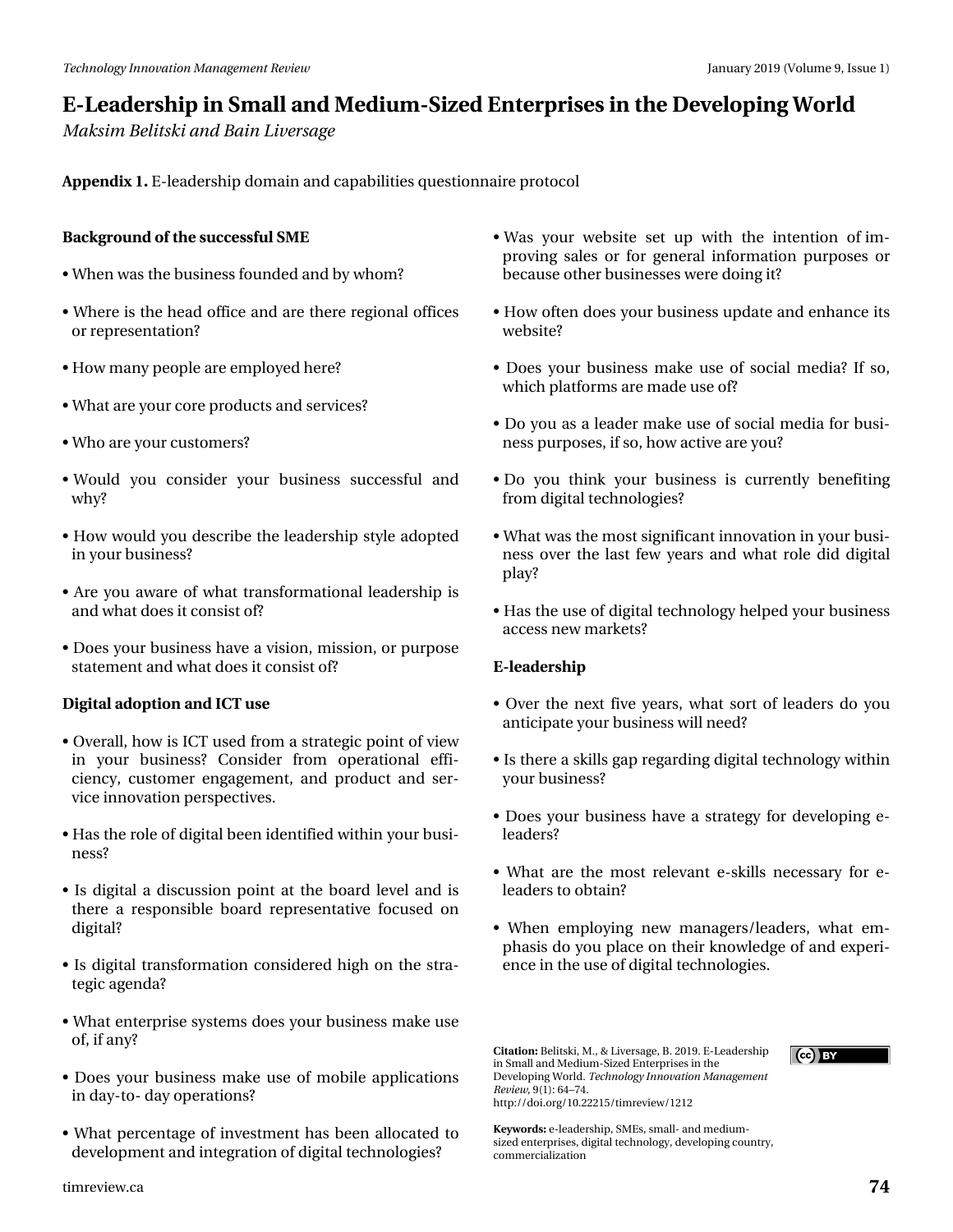# E-Leadership in Small and Medium-Sized Enterprises in the Developing World

*Maksim Belitski and Bain Liversage*

**Appendix 1.** E-leadership domain and capabilities questionnaire protocol

**Background of the successful SME**

- When was the business founded and by whom?
- Where is the head office and are there regional offices or representation?
- How many people are employed here?
- What are your core products and services?
- Who are your customers?
- Would you consider your business successful and why?
- How would you describe the leadership style adopted in your business?
- Are you aware of what transformational leadership is and what does it consist of?
- Does your business have a vision, mission, or purpose statement and what does it consist of?

**Digital adoption and ICT use**

- Overall, how is ICT used from a strategic point of view in your business? Consider from operational efficiency, customer engagement, and product and service innovation perspectives.
- Has the role of digital been identified within your business?
- Is digital a discussion point at the board level and is there a responsible board representative focused on digital?
- Is digital transformation considered high on the strategic agenda?
- What enterprise systems does your business make use of, if any?
- Does your business make use of mobile applications in day-to- day operations?
- What percentage of investment has been allocated to development and integration of digital technologies?
- Was your website set up with the intention of improving sales or for general information purposes or because other businesses were doing it?
- How often does your business update and enhance its website?
- Does your business make use of social media? If so, which platforms are made use of?
- Do you as a leader make use of social media for business purposes, if so, how active are you?
- Do you think your business is currently benefiting from digital technologies?
- What was the most significant innovation in your business over the last few years and what role did digital play?
- Has the use of digital technology helped your business access new markets?

**E-leadership**

- Over the next five years, what sort of leaders do you anticipate your business will need?
- Is there a skills gap regarding digital technology within your business?
- Does your business have a strategy for developing e-leaders?
- What are the most relevant e-skills necessary for e-leaders to obtain?
- When employing new managers/leaders, what emphasis do you place on their knowledge of and experience in the use of digital technologies.

**Citation:** Belitski, M., & Liversage, B. 2019. E-Leadership in Small and Medium-Sized Enterprises in the Developing World. *Technology Innovation Management Review*, 9(1): 64–74. http://doi.org/10.22215/timreview/1212

**Keywords:** e-leadership, SMEs, small- and medium-sized enterprises, digital technology, developing country, commercialization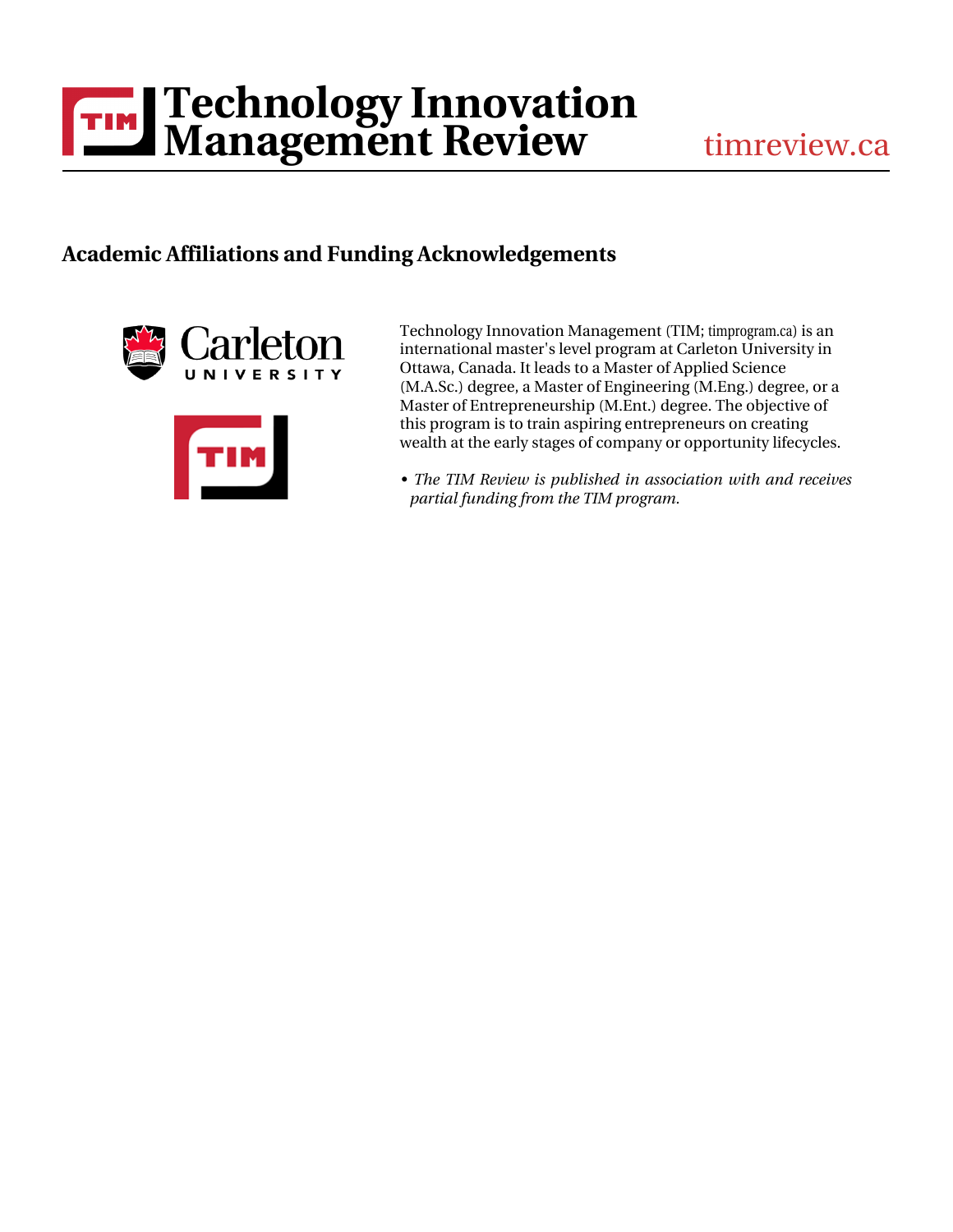## Academic Affiliations and Funding Acknowledgements

Technology Innovation Management (TIM; timprogram.ca) is an international master's level program at Carleton University in Ottawa, Canada. It leads to a Master of Applied Science (M.A.Sc.) degree, a Master of Engineering (M.Eng.) degree, or a Master of Entrepreneurship (M.Ent.) degree. The objective of this program is to train aspiring entrepreneurs on creating wealth at the early stages of company or opportunity lifecycles.

- *The TIM Review is published in association with and receives partial funding from the TIM program.*